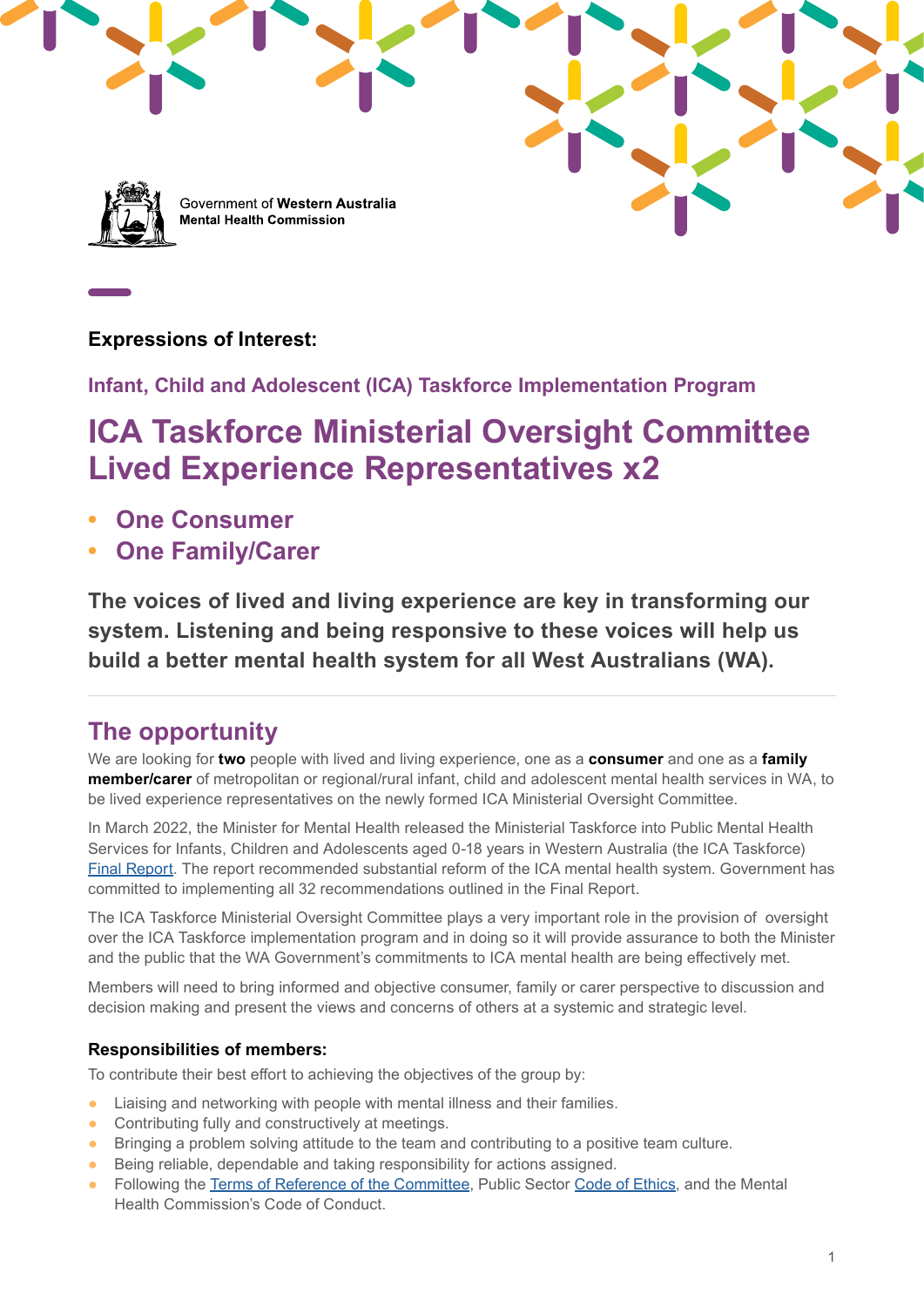Government of **Western Australia**
**Mental Health Commission**

**Expressions of Interest:**

## Infant, Child and Adolescent (ICA) Taskforce Implementation Program

# ICA Taskforce Ministerial Oversight Committee Lived Experience Representatives x2

- **One Consumer**
- **One Family/Carer**

**The voices of lived and living experience are key in transforming our system. Listening and being responsive to these voices will help us build a better mental health system for all West Australians (WA).**

---

## The opportunity

We are looking for **two** people with lived and living experience, one as a **consumer** and one as a **family member/carer** of metropolitan or regional/rural infant, child and adolescent mental health services in WA, to be lived experience representatives on the newly formed ICA Ministerial Oversight Committee.

In March 2022, the Minister for Mental Health released the Ministerial Taskforce into Public Mental Health Services for Infants, Children and Adolescents aged 0-18 years in Western Australia (the ICA Taskforce) Final Report. The report recommended substantial reform of the ICA mental health system. Government has committed to implementing all 32 recommendations outlined in the Final Report.

The ICA Taskforce Ministerial Oversight Committee plays a very important role in the provision of oversight over the ICA Taskforce implementation program and in doing so it will provide assurance to both the Minister and the public that the WA Government's commitments to ICA mental health are being effectively met.

Members will need to bring informed and objective consumer, family or carer perspective to discussion and decision making and present the views and concerns of others at a systemic and strategic level.

### Responsibilities of members:

To contribute their best effort to achieving the objectives of the group by:

- Liaising and networking with people with mental illness and their families.
- Contributing fully and constructively at meetings.
- Bringing a problem solving attitude to the team and contributing to a positive team culture.
- Being reliable, dependable and taking responsibility for actions assigned.
- Following the Terms of Reference of the Committee, Public Sector Code of Ethics, and the Mental Health Commission's Code of Conduct.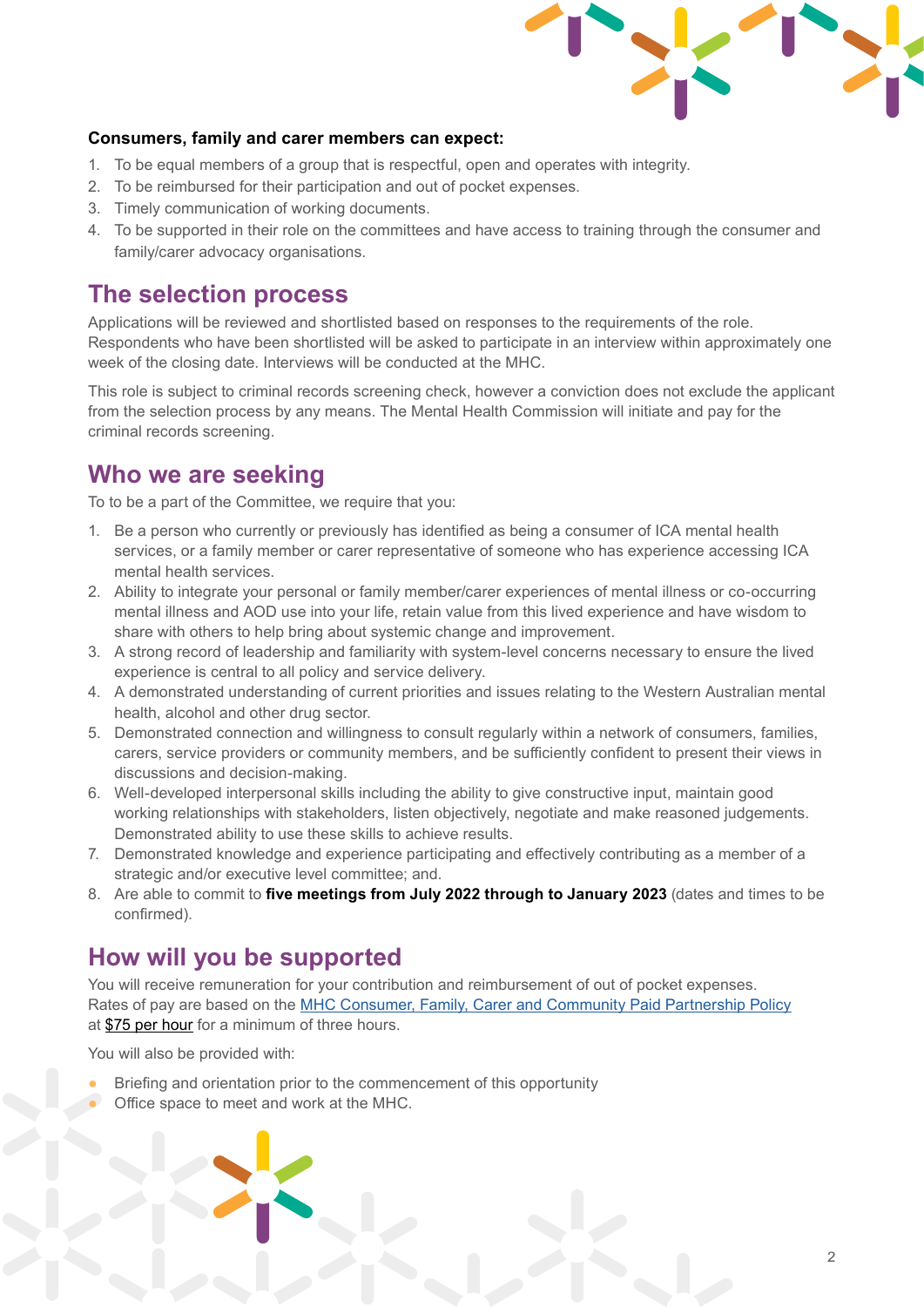**Consumers, family and carer members can expect:**

1. To be equal members of a group that is respectful, open and operates with integrity.
2. To be reimbursed for their participation and out of pocket expenses.
3. Timely communication of working documents.
4. To be supported in their role on the committees and have access to training through the consumer and family/carer advocacy organisations.

## The selection process

Applications will be reviewed and shortlisted based on responses to the requirements of the role. Respondents who have been shortlisted will be asked to participate in an interview within approximately one week of the closing date. Interviews will be conducted at the MHC.

This role is subject to criminal records screening check, however a conviction does not exclude the applicant from the selection process by any means. The Mental Health Commission will initiate and pay for the criminal records screening.

## Who we are seeking

To to be a part of the Committee, we require that you:

1. Be a person who currently or previously has identified as being a consumer of ICA mental health services, or a family member or carer representative of someone who has experience accessing ICA mental health services.
2. Ability to integrate your personal or family member/carer experiences of mental illness or co-occurring mental illness and AOD use into your life, retain value from this lived experience and have wisdom to share with others to help bring about systemic change and improvement.
3. A strong record of leadership and familiarity with system-level concerns necessary to ensure the lived experience is central to all policy and service delivery.
4. A demonstrated understanding of current priorities and issues relating to the Western Australian mental health, alcohol and other drug sector.
5. Demonstrated connection and willingness to consult regularly within a network of consumers, families, carers, service providers or community members, and be sufficiently confident to present their views in discussions and decision-making.
6. Well-developed interpersonal skills including the ability to give constructive input, maintain good working relationships with stakeholders, listen objectively, negotiate and make reasoned judgements. Demonstrated ability to use these skills to achieve results.
7. Demonstrated knowledge and experience participating and effectively contributing as a member of a strategic and/or executive level committee; and.
8. Are able to commit to **five meetings from July 2022 through to January 2023** (dates and times to be confirmed).

## How will you be supported

You will receive remuneration for your contribution and reimbursement of out of pocket expenses. Rates of pay are based on the MHC Consumer, Family, Carer and Community Paid Partnership Policy at $75 per hour for a minimum of three hours.

You will also be provided with:

- Briefing and orientation prior to the commencement of this opportunity
- Office space to meet and work at the MHC.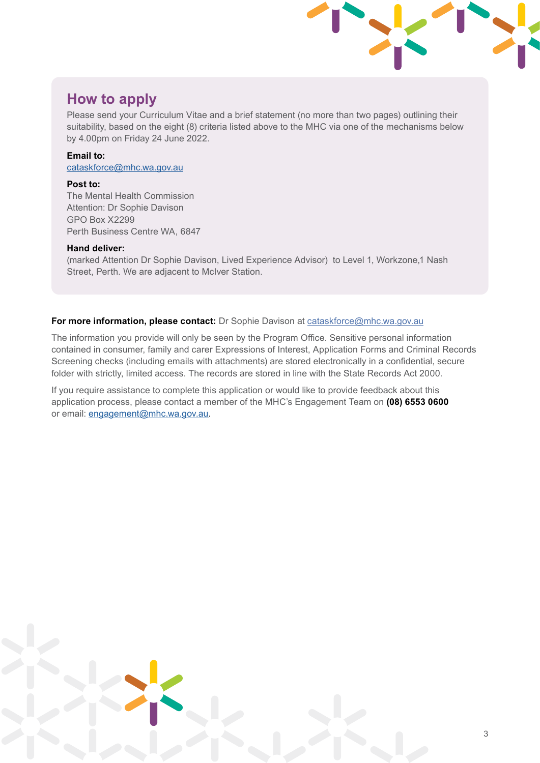## How to apply

Please send your Curriculum Vitae and a brief statement (no more than two pages) outlining their suitability, based on the eight (8) criteria listed above to the MHC via one of the mechanisms below by 4.00pm on Friday 24 June 2022.

**Email to:**
cataskforce@mhc.wa.gov.au

**Post to:**
The Mental Health Commission
Attention: Dr Sophie Davison
GPO Box X2299
Perth Business Centre WA, 6847

**Hand deliver:**
(marked Attention Dr Sophie Davison, Lived Experience Advisor) to Level 1, Workzone,1 Nash Street, Perth. We are adjacent to McIver Station.

**For more information, please contact:** Dr Sophie Davison at cataskforce@mhc.wa.gov.au

The information you provide will only be seen by the Program Office. Sensitive personal information contained in consumer, family and carer Expressions of Interest, Application Forms and Criminal Records Screening checks (including emails with attachments) are stored electronically in a confidential, secure folder with strictly, limited access. The records are stored in line with the State Records Act 2000.

If you require assistance to complete this application or would like to provide feedback about this application process, please contact a member of the MHC's Engagement Team on **(08) 6553 0600** or email: engagement@mhc.wa.gov.au.